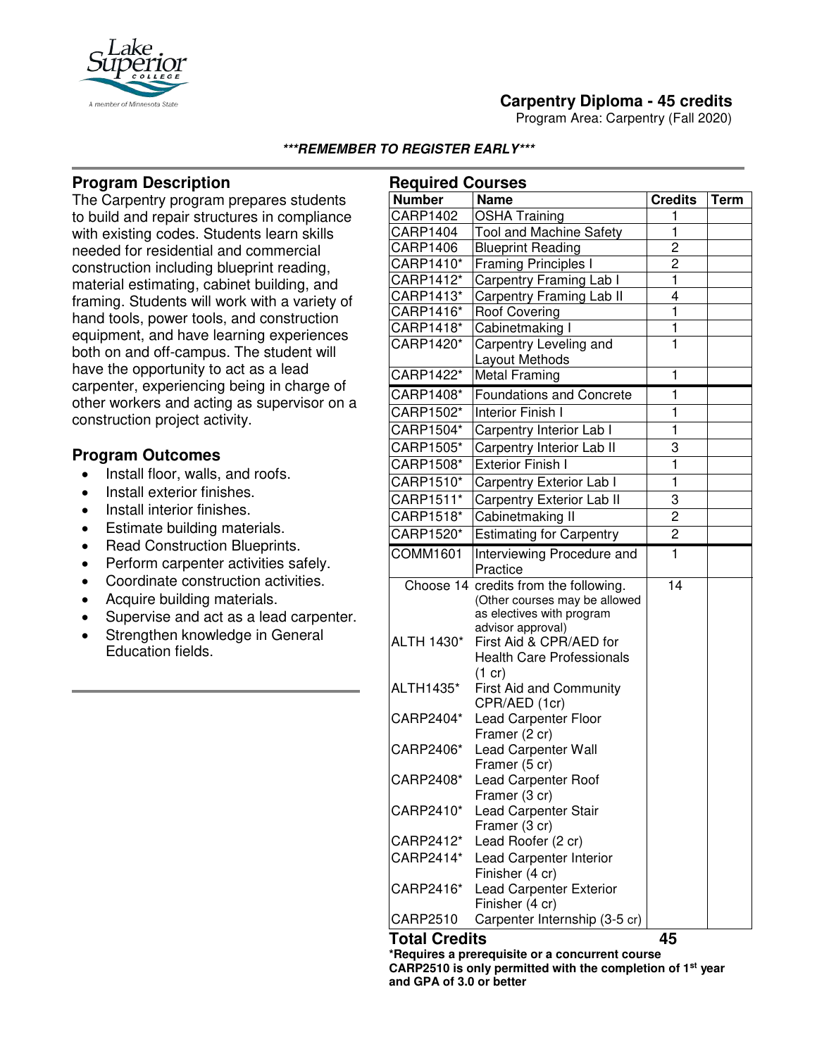# Carpentry Diploma - 45 credits

Program Area: Carpentry (Fall 2020)

***REMEMBER TO REGISTER EARLY***

## Program Description

The Carpentry program prepares students to build and repair structures in compliance with existing codes. Students learn skills needed for residential and commercial construction including blueprint reading, material estimating, cabinet building, and framing. Students will work with a variety of hand tools, power tools, and construction equipment, and have learning experiences both on and off-campus. The student will have the opportunity to act as a lead carpenter, experiencing being in charge of other workers and acting as supervisor on a construction project activity.

## Program Outcomes

- Install floor, walls, and roofs.
- Install exterior finishes.
- Install interior finishes.
- Estimate building materials.
- Read Construction Blueprints.
- Perform carpenter activities safely.
- Coordinate construction activities.
- Acquire building materials.
- Supervise and act as a lead carpenter.
- Strengthen knowledge in General Education fields.

## Required Courses

| Number | Name | Credits | Term |
|---|---|---|---|
| CARP1402 | OSHA Training | 1 | |
| CARP1404 | Tool and Machine Safety | 1 | |
| CARP1406 | Blueprint Reading | 2 | |
| CARP1410* | Framing Principles I | 2 | |
| CARP1412* | Carpentry Framing Lab I | 1 | |
| CARP1413* | Carpentry Framing Lab II | 4 | |
| CARP1416* | Roof Covering | 1 | |
| CARP1418* | Cabinetmaking I | 1 | |
| CARP1420* | Carpentry Leveling and Layout Methods | 1 | |
| CARP1422* | Metal Framing | 1 | |
| CARP1408* | Foundations and Concrete | 1 | |
| CARP1502* | Interior Finish I | 1 | |
| CARP1504* | Carpentry Interior Lab I | 1 | |
| CARP1505* | Carpentry Interior Lab II | 3 | |
| CARP1508* | Exterior Finish I | 1 | |
| CARP1510* | Carpentry Exterior Lab I | 1 | |
| CARP1511* | Carpentry Exterior Lab II | 3 | |
| CARP1518* | Cabinetmaking II | 2 | |
| CARP1520* | Estimating for Carpentry | 2 | |
| COMM1601 | Interviewing Procedure and Practice | 1 | |
| Choose 14 | credits from the following. (Other courses may be allowed as electives with program advisor approval) | 14 | |
| ALTH 1430* | First Aid & CPR/AED for Health Care Professionals (1 cr) | | |
| ALTH1435* | First Aid and Community CPR/AED (1cr) | | |
| CARP2404* | Lead Carpenter Floor Framer (2 cr) | | |
| CARP2406* | Lead Carpenter Wall Framer (5 cr) | | |
| CARP2408* | Lead Carpenter Roof Framer (3 cr) | | |
| CARP2410* | Lead Carpenter Stair Framer (3 cr) | | |
| CARP2412* | Lead Roofer (2 cr) | | |
| CARP2414* | Lead Carpenter Interior Finisher (4 cr) | | |
| CARP2416* | Lead Carpenter Exterior Finisher (4 cr) | | |
| CARP2510 | Carpenter Internship (3-5 cr) | | |
| **Total Credits** | | **45** | |

**\*Requires a prerequisite or a concurrent course**

**CARP2510 is only permitted with the completion of 1st year and GPA of 3.0 or better**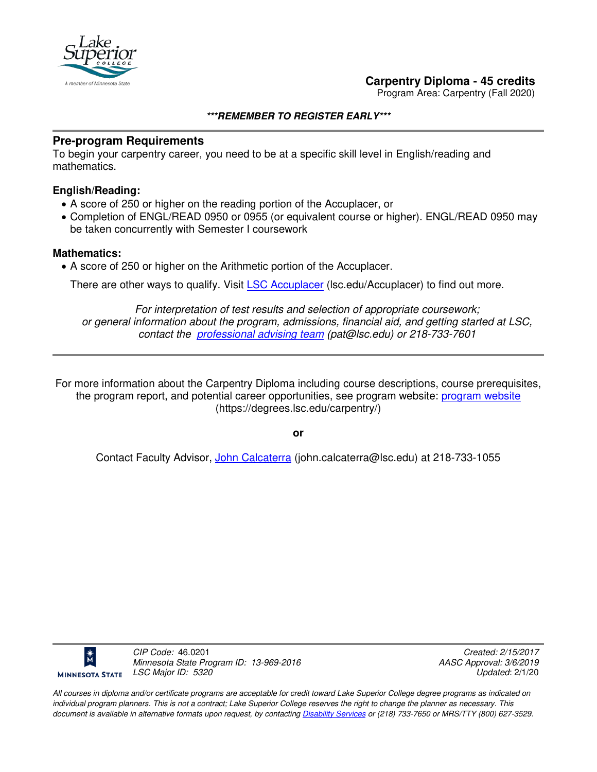**Carpentry Diploma - 45 credits**
Program Area: Carpentry (Fall 2020)

***REMEMBER TO REGISTER EARLY***

## Pre-program Requirements

To begin your carpentry career, you need to be at a specific skill level in English/reading and mathematics.

### English/Reading:

- A score of 250 or higher on the reading portion of the Accuplacer, or
- Completion of ENGL/READ 0950 or 0955 (or equivalent course or higher). ENGL/READ 0950 may be taken concurrently with Semester I coursework

### Mathematics:

- A score of 250 or higher on the Arithmetic portion of the Accuplacer.

There are other ways to qualify. Visit LSC Accuplacer (lsc.edu/Accuplacer) to find out more.

*For interpretation of test results and selection of appropriate coursework; or general information about the program, admissions, financial aid, and getting started at LSC, contact the professional advising team (pat@lsc.edu) or 218-733-7601*

For more information about the Carpentry Diploma including course descriptions, course prerequisites, the program report, and potential career opportunities, see program website: program website (https://degrees.lsc.edu/carpentry/)

**or**

Contact Faculty Advisor, John Calcaterra (john.calcaterra@lsc.edu) at 218-733-1055

*CIP Code:* 46.0201
*Minnesota State Program ID: 13-969-2016*
*LSC Major ID: 5320*

*Created: 2/15/2017*
*AASC Approval: 3/6/2019*
*Updated:* 2/1/20

*All courses in diploma and/or certificate programs are acceptable for credit toward Lake Superior College degree programs as indicated on individual program planners. This is not a contract; Lake Superior College reserves the right to change the planner as necessary. This document is available in alternative formats upon request, by contacting Disability Services or (218) 733-7650 or MRS/TTY (800) 627-3529.*